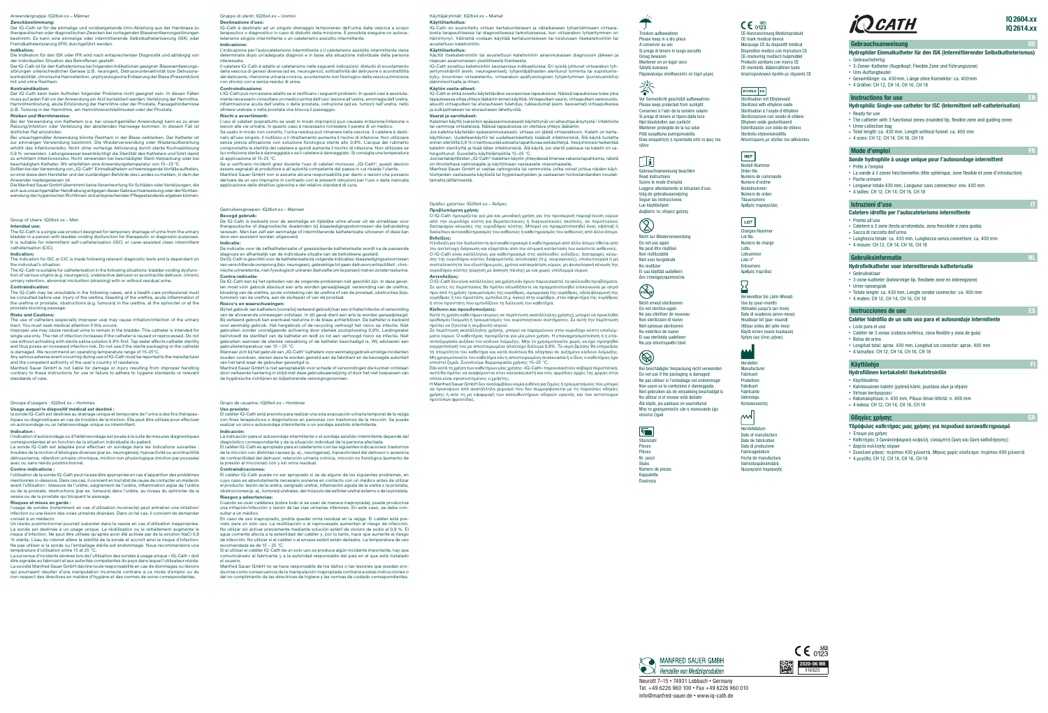# Anwendergruppe: IQ26x4.xx – Männer

**Zweckbestimmung:**
Der IQ-Cath ist für die einmalige und vorübergehende Urin-Ableitung aus der Harnblase zu therapeutischen oder diagnostischen Zwecken bei vorliegenden Blasenentleerungsstörungen bestimmt. Es kann eine einmalige oder intermittierende Selbstkatheterisierung (ISK) oder Fremdkatheterisierung (IFK) durchgeführt werden.

**Indikation:**
Die Indikation für den ISK oder IFK wird nach entsprechender Diagnostik und abhängig von der individuellen Situation des Betroffenen gestellt.
Der IQ-Cath ist für den Katheterismus bei folgenden Indikationen geeignet: Blasenentleerungsstörungen unterschiedlicher Genese (z.B. neurogen), Detrusorunterkontraktilität bzw Detrusorakontraktilität, chronische Harnretention, unphysiologische Entleerung der Blase (Pressmiktion) mit und ohne Restharn.

**Kontraindikation:**
Der IQ-Cath kann beim Auftreten folgender Probleme nicht geeignet sein. In diesen Fällen muss auf jeden Fall vor der Anwendung ein Arzt kontaktiert werden: Verletzung der Harnröhre, Harnröhrenblutung, akute Entzündung der Harnröhre oder der Prostata, Passagehindernisse (z.B. Tumore) in der Harnröhre, am Harnröhrenschließmuskel oder der Prostata.

**Risiken und Warnhinweise:**
Bei der Verwendung von Kathetern (v.a. bei unsachgemäßer Anwendung) kann es zu einer Reizung/Infektion oder Verletzung der ableitenden Harnwege kommen. In diesem Fall ist ärztlicher Rat einzuholen.
Bei unsachgemäßer Anwendung könnte Restharn in der Blase verbleiben. Der Katheter ist zur einmaligen Verwendung bestimmt. Die Wiederverwendung oder Wiederaufbereitung erhöht das Infektionsrisiko. Nicht ohne vorherige Aktivierung durch sterile Kochsalzlösung 0,9 % verwenden. Leitungswasser beeinträchtigt die Sterilität des Katheters und führt damit zu erhöhtem Infektionsrisiko. Nicht verwenden bei beschädigter Steril-Verpackung oder bei beschädigtem Katheter. Wir empfehlen eine Anwendungstemperatur von 15–25 °C.
Sollten bei der Verwendung von „IQ-Cath" Einmalkathetern schwerwiegende Vorfälle auftreten, so sind diese dem Hersteller und der zuständigen Behörde des Landes zu melden, in dem der Anwender niedergelassen ist.
Die Manfred Sauer GmbH übernimmt keine Verantwortung für Schäden oder Verletzungen, die sich aus unsachgemäßer Handhabung entgegen dieser Gebrauchsanweisung oder der Nichtanwendung der hygienischen Richtlinien und entsprechenden Pflegestandards ergeben können.

# Group of Users: IQ26x4.xx – Men

**Intended use:**
The IQ-Cath is a single use product designed for temporary drainage of urine from the urinary bladder in a person with bladder voiding dysfunction for therapeutic or diagnostic purposes. It is suitable for intermittent self-catheterisation (ISC) or carer-assisted clean intermittent catheterisation (CIC).

**Indication:**
The indication for ISC or CIC is made following relevant diagnostic tests and is dependent on the individual's situation.
The IQ-Cath is suitable for catheterisation in the following situations: bladder voiding dysfunction of various origins (e.g. neurogenic), underactive detrusor or acontractile detrusor, chronic urinary retention, abnormal micturition (straining) with or without residual urine.

**Contraindication:**
The IQ-Cath may be unsuitable in the following cases, and a health care professional must be consulted before use: injury of the urethra, bleeding of the urethra, acute inflammation of the urethra or prostate, obstructions (e.g. tumours) in the urethra, at the sphincter or at the prostate blocking passage.

**Risks and Cautions:**
The use of catheters (especially improper use) may cause irritation/infection of the urinary tract. You must seek medical attention if this occurs.
Improper use may cause residual urine to remain in the bladder. This catheter is intended for single use only. The risk of infection increases if the catheter is reused or reprocessed. Do not use without activating with sterile saline solution 0.9% first. Tap water affects catheter sterility and thus poses an increased infection risk. Do not use if the sterile packaging or the catheter is damaged. We recommend an operating temperature range of 15–25°C.
Any serious adverse event occurring during use of IQ-Cath must be reported to the manufacturer and the competent authority of the user's country of residence.
Manfred Sauer GmbH is not liable for damage or injury resulting from improper handling contrary to these instructions for use or failure to adhere to hygiene standards or relevant standards of care.

# Groupe d'usagers : IQ26x4.xx – Hommes

**Usage auquel le dispositif médical est destiné :**
la sonde IQ-Cath est destinée au drainage unique et temporaire de l'urine à des fins thérapeutiques ou diagnostiques en cas de troubles de la miction. Elle peut être utilisée pour effectuer un autosondage ou un hétérosondage unique ou intermittent.

**Indication :**
l'indication d'autosondage ou d'hétérosondage est posée à la suite de mesures diagnostiques correspondantes et en fonction de la situation individuelle du patient.
La sonde IQ-Cath est adaptée pour effectuer un sondage dans les indications suivantes : troubles de la miction d'étiologies diverses (par ex. neurogènes), hypoactivité ou acontractilité détrusorienne, rétention urinaire chronique, miction non physiologique (miction par poussée) avec ou sans résidu postmictionnel.

**Contre-indications :**
l'utilisation de la sonde IQ-Cath peut ne pas être appropriée en cas d'apparition des problèmes mentionnés ci-dessous. Dans ces cas, il convient en tout état de cause de contacter un médecin avant l'utilisation : blessure de l'urètre, saignement de l'urètre, inflammation aigüe de l'urètre ou de la prostate, obstructions (par ex. tumeurs) dans l'urètre, au niveau du sphincter de la vessie ou de la prostate qui bloquent le passage.

**Risques et mises en garde :**
l'usage de sondes (notamment en cas d'utilisation incorrecte) peut entraîner une irritation/infection ou une lésion des voies urinaires drainées. Dans un tel cas, il convient de demander conseil à un médecin.
Un résidu postmictionnel pourrait subsister dans la vessie en cas d'utilisation inappropriée. La sonde est destinée à un usage unique. La réutilisation ou le retraitement augmente le risque d'infection. Ne peut être utilisée qu'après avoir été activée par de la solution NaCl 0,9 % stérile. L'eau du robinet altère la stérilité de la sonde et accroît ainsi le risque d'infection. Ne pas utiliser si la sonde ou l'emballage stérile est endommagé. Nous recommandons une température d'utilisation entre 15 et 25 °C.
La survenue d'incidents sévères lors de l'utilisation des sondes à usage unique « IQ-Cath » doit être signalée au fabricant et aux autorités compétentes du pays dans lequel l'utilisateur réside.
La société Manfred Sauer GmbH décline toute responsabilité en cas de dommages ou lésions qui pourraient résulter d'une manipulation incorrecte contraire à ce mode d'emploi ou du non-respect des directives en matière d'hygiène et des normes de soins correspondantes.

# Gruppo di utenti: IQ26x4.xx – Uomini

**Destinazione d'uso:**
IQ-Cath è destinato ad un singolo drenaggio temporaneo dell'urina dalla vescica a scopo terapeutico o diagnostico in caso di disturbi della minzione. È possibile eseguire un autocateterismo singolo intermittente o un cateterismo assistito intermittente.

**Indicazione:**
L'indicazione per l'autocateterismo intermittente o il cateterismo assistito intermittente viene determinata dopo un'adeguata diagnosi e in base alla situazione individuale della persona interessata.
Il catetere IQ-Cath è adatto al cateterismo nelle seguenti indicazioni: disturbi di svuotamento della vescica di genesi diversa (ad es. neurogenici), sottoattività del detrusore o acontrattilità del detrusore, ritenzione urinaria cronica, svuotamento non fisiologico della vescica (minzione con sforzo) con e senza residui di urina.

**Controindicazione:**
L'IQ-Cath può non essere adatto se si verificano i seguenti problemi. In questi casi è assolutamente necessario consultare un medico prima dell'uso: lesione all'uretra, emorragia dell'uretra, infiammazione acuta dell'uretra o della prostata, ostruzione (ad es. tumori) nell'uretra, nello sfintere uretrale o nella prostata che blocca il passaggio.

**Rischi e avvertimenti:**
L'uso di cateteri (soprattutto se usati in modo improprio) può causare irritazione/infezione o lesioni alle vie urinarie. In questo caso è necessario richiedere il parere di un medico.
Se usato in modo non corretto, l'urina residua può rimanere nella vescica. Il catetere è destinato all'uso singolo. Il riutilizzo o il ritrattamento aumenta il rischio di infezione. Non utilizzare senza previa attivazione con soluzione fisiologica sterile allo 0,9%. L'acqua del rubinetto compromette la sterilità del catetere e quindi aumenta il rischio di infezione. Non utilizzare se la confezione sterile è danneggiata o se il catetere è danneggiato. Si consiglia una temperatura di applicazione di 15–25 °C.
Se si verificano incidenti gravi durante l'uso di cateteri monouso „IQ-Cath", questi devono essere segnalati al produttore e all'autorità competente del paese in cui risiede l'utente.
Manfred Sauer GmbH non si assume alcuna responsabilità per danni o lesioni che possano derivare da un uso improprio in contrasto con le presenti istruzioni per l'uso o dalla mancata applicazione delle direttive igieniche e del relativo standard di cura.

# Gebruikersgroepen: IQ26x4.xx – Mannen

**Beoogd gebruik:**
De IQ-Cath is bedoeld voor de eenmalige en tijdelijke urine-afvoer uit de urineblaas voor therapeutische of diagnostische doeleinden bij blaaslegingsstoornissen die behandeling vereisen. Men kan zelf een eenmalige of intermitterende katheterisatie uitvoeren of deze kan door een assistent worden uitgevoerd.

**Indicatie:**
De indicatie voor de zelfkatheterisatie of geassisteerde katheterisatie wordt na de passende diagnose en afhankelijk van de individuele situatie van de betrokkene gesteld.
De IQ-Cath is geschikt voor de katheterisatie bij volgende indicaties: blaaslegingsstoornissen van verschillende oorsprong (bijv. neurogeen), gebrekkige tot geen detrusorcontractiliteit, chronische urineretentie, niet-fysiologisch urineren (behoefte om te persen) met en zonder resturine.

**Contra-indicatie:**
De IQ-Cath kan bij het optreden van de volgende problemen niet geschikt zijn. In deze gevallen moet vóór gebruik absoluut een arts worden geraadpleegd: verwonding van de urethra, bloeding van de urethra, acute ontsteking van de urethra of van de prostaat, obstructies (bijv. tumoren) van de urethra, aan de sluitspier of van de prostaat.

**Risico's en waarschuwingen:**
Bij het gebruik van katheters (vooral bij verkeerd gebruik) kan een irritatie/infectie of verwonding van de afvoerende urinewegen ontstaan. In dit geval dient een arts te worden geraadpleegd.
Bij verkeerd gebruik kan eventueel resturine in de blaas achterblijven. De katheter is bedoeld voor eenmalig gebruik. Het hergebruik of de recycling verhoogt het risico op infectie. Niet gebruiken zonder voorafgaande activering door steriele zoutoplossing 0,9%. Leidingwater belemmert de steriliteit van de katheter en leidt zo tot een verhoogd risico op infectie. Niet gebruiken wanneer de steriele verpakking of de katheter beschadigd is. Wij adviseren een gebruikstemperatuur van 15 – 25 °C.
Wanneer zich bij het gebruik van „IQ-Cath" katheters voor eenmalig gebruik ernstige incidenten zouden voordoen, dan moeten deze te worden gemeld aan de fabrikant en de bevoegde autoriteit van het land waar de gebruiker gevestigd is.
Manfred Sauer GmbH is niet aansprakelijk voor schade of verwondingen die kunnen ontstaan door verkeerde hantering in strijd met deze gebruiksaanwijzing of door het niet toepassen van de hygiënische richtlijnen en bijbehorende verzorgingsnormen.

# Grupo de usuarios: IQ26x4.xx – Hombres

**Uso previsto:**
El catéter IQ-Cath está previsto para realizar una sola evacuación urinaria temporal de la vejiga con fines terapéuticos o diagnósticos en personas con trastornos de la micción. Se puede realizar un único autosondaje intermitente o un sondaje asistido intermitente.

**Indicación:**
La indicación para el autosondaje intermitente o el sondaje asistido intermitente depende del diagnóstico correspondiente y de la situación individual de la persona afectada.
El catéter IQ-Cath es apropiado para el cateterismo con las siguientes indicaciones: trastornos de la micción con distintas causas (p. ej., neurógenas), hipoactividad del detrusor o ausencia de contractilidad del detrusor, retención urinaria crónica, micción no fisiológica (aumento de la presión al miccionar) con y sin orina residual.

**Contraindicaciones:**
El catéter IQ-Cath puede no ser apropiado si se da alguno de los siguientes problemas, en cuyo caso es absolutamente necesario ponerse en contacto con un médico antes de utilizar el producto: lesión de la uretra, sangrado uretral, inflamación aguda de la uretra o la próstata, obstrucciones (p. ej., tumores) uretrales, del músculo del esfínter uretral externo o de la próstata.

**Riesgos y advertencias:**
Cuando se usan catéteres (sobre todo si se usan de manera inapropiada), puede producirse una irritación/infección o lesión de las vías urinarias inferiores. En este caso, se debe consultar a un médico.
En caso de uso inapropiado, podría quedar orina residual en la vejiga. El catéter está previsto para un solo uso. La reutilización o el reprocesado aumentan el riesgo de infección. No utilizar sin activar previamente mediante solución estéril de cloruro de sodio al 0,9 %. El agua corriente afecta a la esterilidad del catéter y, por lo tanto, hace que aumente el riesgo de infección. No utilizar si el catéter o el envase estéril están dañados. La temperatura de uso recomendada es de 15 – 25 °C.
Si al utilizar el catéter IQ-Cath de un solo uso se produce algún incidente importante, hay que comunicárselo al fabricante y a la autoridad responsable del país en el que esté instalado el usuario.
Manfred Sauer GmbH no se hace responsable de los daños o las lesiones que puedan producirse como consecuencia de la manipulación inapropiada contraria a estas instrucciones o del no cumplimiento de las directrices de higiene y las normas de cuidado correspondientes.

# Käyttäjäryhmät: IQ26x4.xx – Miehet

**Käyttötarkoitus:**
IQ-Cath on suunniteltu virtsan kertaluonteiseen ja väliaikaiseen tyhjentämiseen virtsarakosta terapeuttisessa tai diagnostisessa tarkoituksessa, kun virtsarakon tyhjentyminen on häiriintynyt. Välineellä voidaan käyttää kertaluonteiseen tai toistuvaan itsekatetrointiin tai avustettuun katetrointiin.

**Käyttötarkoitus:**
Käyttö itsekatetrointiin tai avustettuun katetrointiin asianmukaisen diagnoosin jälkeen ja riippuen asianomaisen yksilöllisestä tilanteesta.
IQ-Cath soveltuu katetrointiin seuraavissa indikaatioissa: Eri syistä johtuvat virtsarakon tyhjentymishäiriöt (esim. neurogeeniset), tyhjentäjälihaksen alentunut toiminta tai supistumiskyky, krooninen virtsaretentio, virtsarakon epäfysiologinen tyhjentyminen (ponnistusmiktio) jäännösvirtsalla ja ilman.

**Käytön vasta-aiheet:**
IQ-Cath ei ehkä sovellu käytettäväksi seuraavissa tapauksissa. Näissä tapauksissa tulee joka tapauksessa ottaa yhteys lääkäriin ennen käyttöä: Virtsaputken vaurio, virtsaputken verenvuoto, akuutti virtsaputken tai eturauhasen tulehdus, kulkeutumat (esim. kasvaimet) virtsaputkessa ja sulkijalihaksen tai eturauhasen läheltyvillä.

**Vaarat ja varoitukset:**
Katetrien käyttö (varsinkin epäasianmukaisesti käytettynä) voi aiheuttaa ärsytystä / infektioita tai vammoja virtsateissä. Näissä tapauksissa on otettava yhteys lääkäriin.
Jos katetria käytetään epäasianmukaisesti, virtsaa voi jäädä virtsarakkoon. Katetri on kertakäyttöinen. Uudelleenkäyttö tai uudelleenkäsittely lisäävät infektioriskiä. Älä käytä tuotetta ennen sen aktivointia steriilillä 0,9 % keittosuolaliuoksella. Vesijohtovesi heikentää katetrin steriiliyttä ja lisää täten infektioriskiä. Älä käytä, jos steriili pakkaus tai katetri on vahingoittunut. Suositeltu käyttölämpötila 15–25 °C.
Jos kertakäyttöisten „IQ-Cath"-katetrien käytön yhteydessä ilmenee vakavia tapahtumia, näistä on ilmoitettava valmistajalle ja käyttömaan vastaavalle viranomaiselle.
Manfred Sauer GmbH ei vastaa vahingoista tai vammoista, jotka voivat johtua näiden käyttöohjeiden vastaisesta käytöstä tai hygieniaohjeiden ja vastaavien hoitostandardien noudattamatta jättämisestä.

# Ομάδες χρηστών: IQ26x4.xx – Άνδρες

**Προβλεπόμενη χρήση:**
Ο IQ-Cath προορίζεται για μία και μοναδική χρήση για την προσωρινή παροχέτευση ούρων από την ουροδόχο κύστη για θεραπευτικούς ή διαγνωστικούς σκοπούς, σε περιπτώσεις διαταραχών κένωσης της ουροδόχου κύστης. Μπορεί να πραγματοποιηθεί ένας εφάπαξ ή διαλείπων αυτοκαθετηριασμός του ασθενούς ή καθετηριασμός του ασθενούς από άλλο άτομο.

**Ενδείξεις:**
Η ένδειξη για τον διαλείποντα αυτοκαθετηριασμό ή καθετηριασμό από άλλο άτομο τίθεται από την αντίστοιχη διάγνωση και εξαρτάται από την ατομική κατάσταση του εκάστοτε ασθενούς.
Ο IQ-Cath είναι κατάλληλος για καθετηριασμό στις ακόλουθες ενδείξεις: διαταραχές κένωσης της ουροδόχου κύστης διαφορετικής αιτιολογίας (π.χ. νευρογενούς), υπολειτουργία ή μη συσταλτικότητα του εξωστήρα μυός, χρόνια κατακράτηση ούρων, μη φυσιολογική κένωση της ουροδόχου κύστης (ούρηση με άσκηση πίεσης) με και χωρίς υπόλειμμα ούρων.

**Αντενδείξεις:**
Ο IQ-Cath δεν είναι κατάλληλος για χρήση εάν έχουν παρουσιαστεί τα ακόλουθα προβλήματα. Σε αυτές τις περιπτώσεις θα πρέπει οπωσδήποτε να πραγματοποιηθεί επικοινωνία με ιατρό πριν από τη χρήση: τραυματισμός της ουρήθρας, αιμορραγία της ουρήθρας, οξεία φλεγμονή της ουρήθρας ή του προστάτη, εμπόδια (π.χ. όγκοι) στην ουρήθρα, στον σφιγκτήρα της ουρήθρας ή στον προστάτη που εμποδίζουν τη διέλευση του καθετήρα.

**Κίνδυνοι και προειδοποιήσεις:**
Κατά τη χρήση καθετήρων (κυρίως σε περίπτωση ακατάλληλης χρήσης), μπορεί να προκληθεί ερεθισμός/λοίμωξη ή τραυματισμός του ουροποιητικού συστήματος. Σε αυτή την περίπτωση πρέπει να ζητείται η συμβουλή ιατρού.
Σε περίπτωση ακατάλληλης χρήσης, μπορεί να παραμείνουν στην ουροδόχο κύστη υπολείμματα ούρων. Ο καθετήρας προορίζεται για μία μόνο χρήση. Η επαναχρησιμοποίηση ή η επανεπεξεργασία αυξάνει τον κίνδυνο λοίμωξης. Μην το χρησιμοποιείτε χωρίς να έχει προηγηθεί ενεργοποίησή του με αποστειρωμένο αλατούχο διάλυμα 0,9%. Το νερό βρύσης θα επηρεάσει τη στειρότητα του καθετήρα και κατά συνέπεια θα οδηγήσει σε αυξημένο κίνδυνο λοίμωξης. Μη χρησιμοποιείτε τον καθετήρα εάν η αποστειρωμένη συσκευασία ή ο ίδιος ο καθετήρας έχει υποστεί ζημιά. Συνιστούμε θερμοκρασία χρήσης 15–25 °C.
Εάν κατά τη χρήση των καθετήρων μιας χρήσης «IQ-Cath» παρουσιαστούν σοβαρά περιστατικά, αυτά θα πρέπει να αναφερονται στον κατασκευαστή και στις αρμόδιες αρχές της χώρας στην οποία είναι εγκατεστημένος ο χρήστης.
Η Manfred Sauer GmbH δεν αναλαμβάνει καμία ευθύνη για ζημιές ή τραυματισμούς που μπορεί να προκύψουν από ακατάλληλο χειρισμό που δεν συμμορφώνεται με τις παρούσες οδηγίες χρήσης ή από τη μη εφαρμογή των κατευθυντήριων οδηγιών υγιεινής και των αντίστοιχων προτύπων φροντίδας.

---

Trocken aufbewahren
Please keep in a dry place
A conserver au sec
Si prega di tenere in luogo asciutto
Droog bewaren
Mantener en un lugar seco
Säilytä kuivassa
Παρακαλούμε αποθηκεύστε σε ξηρό μέρος

Vor Sonnenlicht geschützt aufbewahren
Please keep protected from sunlight
Conserver à l'abri de la lumière solaire
Si prega di tenere al riparo dalla luce
Niet blootstellen aan zonlicht
Mantener protegido de la luz solar
Pidä suojattuna auringonvalolta
Είναι απαραίτητη η προστασία από το φως του ήλιου

Gebrauchsanweisung beachten
Read instructions
Suivre le mode d'emploi
Leggere attentamente le istruzioni d'uso
Volg de gebruiksaanwijzing
Seguir las instrucciones
Lue käyttöohjeet
Διαβάστε τις οδηγίες χρήσης

Nicht zur Wiederverwendung
Do not use again
Ne peut être réutilisé
Non riutilizzabile
Niet voor hergebruik
No reutilizar
Ei saa käyttää uudelleen
Δεν επαναχρησιμοποιείται

Nicht erneut sterilisieren
Do not sterilize again
Ne pas stériliser de nouveau
Non sterilizzare di nuovo
Niet opnieuw steriliseren
No esterilice de nuevo
Ei saa steriloida uudelleen
Να μην αποστειρωθεί ξανά

Bei beschädigter Verpackung nicht verwenden
Do not use if the packaging is damaged
Ne pas utiliser si l'emballage est endommagé
Non usare se la confezione è danneggiata.
Niet gebruiken als de verpakking beschadigd is
No utilizar si el envase está dañado
Älä käytä, jos pakkaus on vaurioitunut
Μην το χρησιμοποιείτε εάν η συσκευασία έχει υποστεί ζημιά

Stückzahl
Pieces
Pièces
Nr. pezzi
Stuks
Número de piezas
Kappaletta
Ποσότητα

CE 0123 MS

CE-Kennzeichnung Medizinprodukt
CE mark medical device
Marquage CE du dispositif médical
Dispositivo medico con marcatura CE
CE-markering medisch hulpmiddel
Producto sanitario con marca CE
CE-merkintä lääkinnällinen tuote
Ιατροτεχνολογικό προϊόν με σήμανση CE

STERILE EO

Sterilisation mit Ethylenoxid
Sterilized with ethylene oxide
Stérilisation à l'oxyde d'éthylène
Sterilizzazione con ossido di etilene
Ethyleen oxide gesteriliseerd
Esterilización con óxido de etileno
Steriloitu etyleenioksidilla
Αποστείρωση με οξείδιο του αιθυλενίου

REF

Bestell-Nummer
Order-No.
Numéro de commande
Numero d'ordine
Bestelnummer
Número de orden
Tilausnumero
Αριθμός παραγγελίας

LOT

Chargen-Nummer
Lot-No.
Numéro de charge
Lotto
Lotnummer
Lote nº
Eränumero
Αριθμός παρτίδας

Verwendbar bis (Jahr-Monat)
Use by (year-month)
Utilisable jusqu'à (an-mois)
Data di scadenza (anno-mese)
Houdbaar tot (jaar-maand)
Utilizar antes del (año-mes)
Käytä ennen (vuosi-kuukausi)
Χρήση έως (έτος-μήνας)

Hersteller
Manufacturer
Fabricant
Produttore
Fabrikant
Fabricante
Valmistaja
Κατασκευαστής

Herstelldatum
Date of manufacture
Date de fabrication
Data di produzione
Fabricagedatum
Fecha de manufactura
Valmistuspäivämäärä
Ημερομηνία παραγωγής

MANFRED SAUER GMBH
Hersteller von Medizinprodukten

CE 0123 MD

2020-06 M8
116825

Neurott 7–15 • 74931 Lobbach • Germany
Tel. +49 6226 960 100 • Fax +49 6226 960 010
info@manfred-sauer.de • www.iq-cath.de

---

IQ CATH

**IQ 2604.xx**
**IQ 2614.xx**

## Gebrauchsanweisung — DE

**Hydrophiler Einmalkatheter für den ISK (Intermittierender Selbstkatheterismus)**

- Gebrauchsfertig
- 3-Zonen-Katheter (Kugelkopf, Flexible Zone und Führungszone)
- Urin-Auffangbeutel
- Gesamtlänge: ca. 430 mm, Länge ohne Konnektor: ca. 400 mm
- 4 Größen: CH 12, CH 14, CH 16, CH 18

## Instructions for use — EN

**Hydrophilic Single-use catheter for ISC (Intermittent self-catheterisation)**

- Ready for use
- The catheter with 3 functional zones (rounded tip, flexible zone and guiding zone)
- Urine collection bag
- Total length: ca. 430 mm, Length without funnel: ca. 400 mm
- 4 sizes: CH 12, CH 14, CH 16, CH 18

## Mode d'emploi — FR

**Sonde hydrophile à usage unique pour l'autosondage intermittent**

- Prête à l'emploi
- La sonde à 3 zones fonctionnelles (tête sphérique, zone flexible et zone d'introduction)
- Poche urinaire
- Longueur totale 430 mm, Longueur sans connecteur: env. 400 mm
- 4 tailles: CH 12, CH 14, CH 16, CH 18

## Istruzioni d'uso — IT

**Catetere idrofilo per l'autocateterismo intermittente**

- Pronto all'uso
- Catetere a 3 zone (testa arrotondata, zona flessibile e zona guida)
- Sacca di raccolta dell'urina
- Lunghezza totale: ca. 430 mm, Lunghezza senza connettore: ca. 400 mm
- 4 misure: CH 12, CH 14, CH 16, CH 18

## Gebruiksinformatie — NL

**Hydrofielkatheter voor intermitterende katheterisatie**

- Gebruiksklaar
- 3-zone-katheter (bolvormige tip, flexibele zone en inbrengzone)
- Urine-opvangzak
- Totale lengte: ca. 430 mm, Lengte zonder connector: ca. 400 mm
- 4 maten: CH 12, CH 14, CH 16, CH 18

## Instrucciones de uso — ES

**Catéter hidrófilo de un solo uso para el autosondaje intermitente**

- Listo para el uso
- Catéter de 3 zonas (cabeza esférica, zona flexible y zona de guía)
- Bolsa de orina
- Longitud total: aprox. 430 mm, Longitud sin conector: aprox. 400 mm
- 4 tamaños: CH 12, CH 14, CH 16, CH 18

## Käyttöohje — FI

**Hydrofiilinen kertakatetri itsekatetrointiin**

- Käyttövalmis
- Kolmiosainen katetri (pyöreä kärki, joustava alue ja ohjain)
- Virtsan keräyspussi
- Kokonaispituus: n. 430 mm, Pituus ilman liitintä: n. 400 mm
- 4 kokoa: CH 12, CH 14, CH 16, CH 18

## Οδηγίες χρήσης — GR

**Υδρόφιλος καθετήρας μιας χρήσης για περιοδικό αυτοκαθετηριασμό**

- Έτοιμο για χρήση
- Καθετήρας 3 ζωνών(σφαιρική κεφαλή, εύκαμπτη ζώνη και ζώνη καθοδήγησης)
- Δοχείο συλλογής ούρων
- Συνολικό μήκος: περίπου 430 χιλιοστά, Μήκος χωρίς σύνδεσμο: περίπου 400 χιλιοστά
- 4 μεγέθη: CH 12, CH 14, CH 16, CH 18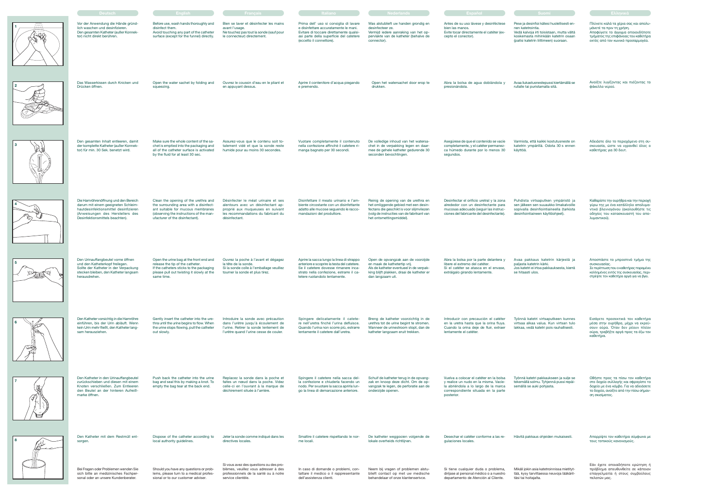| | Deutsch | English | Français | Italiano | Nederlands | Español | Suomi | Ελληνικά |
|---|---|---|---|---|---|---|---|---|
| 1 | Vor der Anwendung die Hände gründlich waschen und desinfizieren. Den gesamten Katheter (außer Konnektor) nicht direkt berühren. | Before use, wash hands thoroughly and disinfect them. Avoid touching any part of the catheter surface (except for the funnel) directly. | Bien se laver et désinfecter les mains avant l'usage. Ne touchez pas tout la sonde (sauf pour le connecteur) directement. | Prima dell' uso si consiglia di lavare e disinfettare accuratamente le mani. Evitare di toccare direttamente qualsiasi parte della superficie del catetere (eccetto il connettore). | Was alstublieft uw handen grondig en desinfecteer ze. Vermijd iedere aanraking van het opperylakte van de katheter (behalve de connector). | Antes de su uso lávese y desinféctese bien las manos. Evite tocar directamente el catéter (excepto el conector). | Pese ja desinfioi kätesi huolellisesti ennen katetrointia. Vedä kalvoja irti toisistaan, mutta vältä koskemasta mihinkään katetrin osaan (paitsi katetrin liittimeen) suoraan. | Πλύνετε καλά τα χέρια σας και απολυμάνετέ τα πριν τη χρήση. Αποφύγετε το άγγιγμα οποιουδήποτε τμήματος της επιφάνειας του καθετήρα εκτός από τον κωνικό προσαρμογέα. |
| 2 | Das Wasserkissen durch Knicken und Drücken öffnen. | Open the water sachet by folding and squeezing. | Ouvrez le coussin d'eau en le pliant et en appuyant dessus. | Aprire il contenitore d'acqua piegando e premendo. | Open het watersachet door erop te drukken. | Abra la bolsa de agua doblándola y presionándola. | Avaa liukastusnestepussi kiertämällä se rullalle tai puristamalla sitä. | Ανοίξτε λυγίζοντας και πιέζοντας το φάκελλο νερού. |
| 3 | Den gesamten Inhalt entleeren, damit der komplette Katheter (außer Konnektor) für min. 30 Sek. benetzt wird. | Make sure the whole content of the sachet is emptied into the packaging and all of the catheter surface is activated by the fluid for at least 30 sec. | Assurez-vous que le contenu soit totalement vidé et que la sonde reste humide pour au moins 30 secondes. | Vuotare completamente il contenuto nella confezione affinché il catetere rimanga bagnato per 30 secondi. | De volledige inhoud van het watersachet in de verpakking legen en daarmee de gehele katheter gedurende 30 seconden bevochtingen. | Asegúrese de que el contenido se vacíe completamente, y el catéter permanezca húmedo durante por lo menos 30 segundos. | Varmista, että kaikki kostutusneste on katetrin ympärillä. Odota 30 s ennen käyttöä. | Αδειάστε όλο το περιεχόμενο στη συσκευασία, ώστε να υγρανθεί όλος ο καθετήρας για 30 δευτ. |
| 4 | Die Harnröhrenöffnung und den Bereich darum mit einem geeigneten Schleimhautdesinfektionsmittel desinfizieren (Anweisungen des Herstellers des Desinfektionsmittels beachten). | Clean the opening of the urethra and the surrounding area with a disinfectant suitable for mucous membranes (observing the instructions of the manufacturer of the disinfectant). | Désinfecter le méat urinaire et ses alentours avec un désinfectant approprié aux muqueuses en suivant les recommandations du fabricant du désinfectant. | Disinfettare il meato urinario e l'ambiente circostante con un disinfettante adatto alle mucose seguendo le raccomandazioni del produttore. | Reinig de opening van de urethra en het omliggende gebied met een desinfectans die geschikt is voor slijmvliezen (volg de instructies van de fabrikant van het ontsmettingsmiddel). | Desinfectar el orificio uretral y la zona alrededor con un desinfectante para mucosas adecuado (seguir las instrucciones del fabricante del desinfectante). | Puhdista virtsaputken ympäristö ja sen jälkeen sen suuaukko limakalvoille sopivalla desinfiointiaineella (tarkista desinfiointiaineen käyttöohjeet). | Καθαρίστε την ουρήθρα και την περιοχή γύρω της με ένα κατάλληλο απολυμαντικό βλεννογόνου (ακολουθήστε τις οδηγίες του κατασκευαστή του απολυμαντικού). |
| 5 | Den Urinauffangbeutel vorne öffnen und den Katheterkopf freilegen. Sollte der Katheter in der Verpackung stecken bleiben, den Katheter langsam herausdrehen. | Open the urine bag at the front end and release the tip of the catheter. If the catheters sticks to the packaging please pull out twisting it slowly at the same time. | Ouvrez la poche à l'avant et dégagez la tête de la sonde. Si la sonde colle à l'emballage veuillez tourner la sonde et plus tirez. | Aprire la sacca lungo la linea di strappo anteriore e scoprire la testa del catetere. Se il catetere dovesse rimanere incastrato nella confezione, estrarre il catetere ruotandolo lentamente. | Open de opvangzak aan de voorzijde en maak de kathetertip vrij. Als de katheter eventueel in de verpakking blijft plakken, draai de katheter er dan langzaam uit. | Abra la bolsa por la parte delantera y libere el extremo del catéter. Si el catéter se atasca en el envase, extráigalo girando lentamente. | Avaa pakkaus katetrin kärjestä ja paljasta katetrin kärki. Jos katetri ei irtoa pakkauksesta, kierrä se hitaasti ulos. | Αποσπάστε το μπροστινό τμήμα της συσκευασίας. Σε περίπτωση που ο καθετήρας παραμένει κολλημένος εντός της συσκευασίας, περιστρέψτε τον καθετήρα αργά για να βγει. |
| 6 | Den Katheter vorsichtig in die Harnröhre einführen, bis der Urin abläuft. Wenn kein Urin mehr fließt, den Katheter langsam herausziehen. | Gently insert the catheter into the urethra until the urine begins to flow. When the urine stops flowing, pull the catheter out slowly. | Introduire la sonde avec précaution dans l'urètre jusqu'à écoulement de l'urine. Retirer la sonde lentement de l'urètre quand l'urine cesse de couler. | Spingere delicatamente il catetere nell'uretra finché l'urina defluisce. Quando l'urina non scorre più, estrarre lentamente il catetere dall'uretra. | Breng de katheter voorzichtig in de urethra tot de urine begint te stromen. Wanneer de urinestroom stopt, dan de katheter langzaam eruit trekken. | Introducir con precaución el catéter en la uretra hasta que la orina fluya. Cuando la orina deje de fluir, extraer lentamente el catéter. | Työnnä katetri virtsaputkeen kunnes virtsaa alkaa valua. Kun virtsan tulo lakkaa, vedä katetri pois rauhallisesti. | Εισάγετε προσεκτικά τον καθετήρα μέσα στην ουρήθρα, μέχρι να εκρεύσουν ούρα. Όταν δεν ρέουν πλέον ούρα, τραβήξτε αργά προς τα έξω τον καθετήρα. |
| 7 | Den Katheter in den Urinauffangbeutel zurückschieben und diesen mit einem Knoten verschließen. Zum Entleeren den Beutel an der hinteren Aufreißmarke öffnen. | Push back the catheter into the urine bag and seal this by making a knot. To empty the bag tear at the back end. | Replacez la sonde dans la poche et faites un nœud dans la poche. Videz celle-ci en l'ouvrant à la marque de déchirement située à l'arrière. | Spingere il catetere nella sacca della confezione e chiuderla facendo un nodo. Per svuotare la sacca aprirla lungo la linea di demarcazione anteriore. | Schuif de katheter terug in de opvangzak en knoop deze dicht. Om de opvangzak te legen, de perforatie aan de onderzijde openen. | Vuelva a colocar el catéter en la bolsa y realice un nudo en la misma. Vacíela abriéndola a lo largo de la marca correspondiente situada en la parte posterior. | Työnnä katetri pakkaukseen ja sulje se tekemällä solmu. Tyhjennä pussi repäisemällä se auki pohjasta. | Ωθήστε προς τα πίσω τον καθετήρα στο δοχείο συλλογής και σφραγίστε το δοχείο με ένα κόμβο. Για να αδειάσετε το δοχείο, ανοίξτε από την πίσω σήμανση σκισίματος. |
| 8 | Den Katheter mit dem Restmüll entsorgen. | Dispose of the catheter according to local authority guidelines. | Jeter la sonde comme indiqué dans les directives locales. | Smaltire il catetere rispettando le norme locali. | De katheter weggooien volgende de lokale overheids richtlijnen. | Desechar el catéter conforme a las regulaciones locales. | Hävitä pakkaus ohjeiden mukaisesti. | Απορρίψτε τον καθετήρα σύμφωνα με τους τοπικούς κανονισμούς. |
| | Bei Fragen oder Problemen wenden Sie sich bitte an medizinisches Fachpersonal oder an unsere Kundenberater. | Should you have any questions or problems, please turn to a medical professional or to our customer adviser. | Si vous avez des questions ou des problèmes, veuillez vous adresser à des professionnels de la santé ou à notre service clientèle. | In caso di domande o problemi, contattare il medico o il rappresentante dell'assistenza clienti. | Neem bij vragen of problemen alstublieft contact op met uw medische behandelaar of onze klantenservice. | Si tiene cualquier duda o problema, diríjase al personal médico o a nuestro departamento de Atención al Cliente. | Mikäli jokin asia katetroinnissa mietityttää, kysy tarvittaessa neuvoja lääkäriltäsi tai hoitajalta. | Εάν έχετε οποιαδήποτε ερώτηση ή πρόβλημα απευθυνθείτε σε κάποιον επαγγελματία ή στους συμβούλους πελατών μας. |